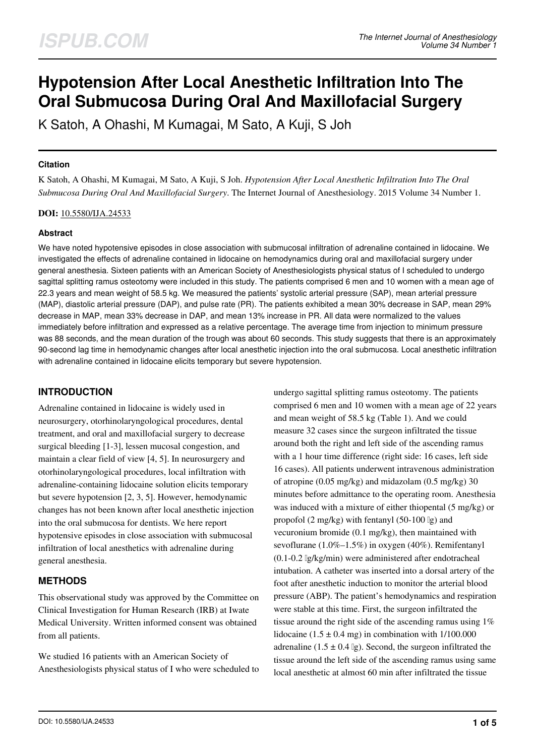# Hypotension After Local Anesthetic Infiltration Into The Oral Submucosa During Oral And Maxillofacial Surgery

K Satoh, A Ohashi, M Kumagai, M Sato, A Kuji, S Joh

### Citation

K Satoh, A Ohashi, M Kumagai, M Sato, A Kuji, S Joh. *Hypotension After Local Anesthetic Infiltration Into The Oral Submucosa During Oral And Maxillofacial Surgery*. The Internet Journal of Anesthesiology. 2015 Volume 34 Number 1.

**DOI:** 10.5580/IJA.24533

### Abstract

We have noted hypotensive episodes in close association with submucosal infiltration of adrenaline contained in lidocaine. We investigated the effects of adrenaline contained in lidocaine on hemodynamics during oral and maxillofacial surgery under general anesthesia. Sixteen patients with an American Society of Anesthesiologists physical status of I scheduled to undergo sagittal splitting ramus osteotomy were included in this study. The patients comprised 6 men and 10 women with a mean age of 22.3 years and mean weight of 58.5 kg. We measured the patients' systolic arterial pressure (SAP), mean arterial pressure (MAP), diastolic arterial pressure (DAP), and pulse rate (PR). The patients exhibited a mean 30% decrease in SAP, mean 29% decrease in MAP, mean 33% decrease in DAP, and mean 13% increase in PR. All data were normalized to the values immediately before infiltration and expressed as a relative percentage. The average time from injection to minimum pressure was 88 seconds, and the mean duration of the trough was about 60 seconds. This study suggests that there is an approximately 90-second lag time in hemodynamic changes after local anesthetic injection into the oral submucosa. Local anesthetic infiltration with adrenaline contained in lidocaine elicits temporary but severe hypotension.

## INTRODUCTION

Adrenaline contained in lidocaine is widely used in neurosurgery, otorhinolaryngological procedures, dental treatment, and oral and maxillofacial surgery to decrease surgical bleeding [1-3], lessen mucosal congestion, and maintain a clear field of view [4, 5]. In neurosurgery and otorhinolaryngological procedures, local infiltration with adrenaline-containing lidocaine solution elicits temporary but severe hypotension [2, 3, 5]. However, hemodynamic changes has not been known after local anesthetic injection into the oral submucosa for dentists. We here report hypotensive episodes in close association with submucosal infiltration of local anesthetics with adrenaline during general anesthesia.

## METHODS

This observational study was approved by the Committee on Clinical Investigation for Human Research (IRB) at Iwate Medical University. Written informed consent was obtained from all patients.

We studied 16 patients with an American Society of Anesthesiologists physical status of I who were scheduled to undergo sagittal splitting ramus osteotomy. The patients comprised 6 men and 10 women with a mean age of 22 years and mean weight of 58.5 kg (Table 1). And we could measure 32 cases since the surgeon infiltrated the tissue around both the right and left side of the ascending ramus with a 1 hour time difference (right side: 16 cases, left side 16 cases). All patients underwent intravenous administration of atropine (0.05 mg/kg) and midazolam (0.5 mg/kg) 30 minutes before admittance to the operating room. Anesthesia was induced with a mixture of either thiopental (5 mg/kg) or propofol (2 mg/kg) with fentanyl (50-100 μg) and vecuronium bromide (0.1 mg/kg), then maintained with sevoflurane (1.0%–1.5%) in oxygen (40%). Remifentanyl (0.1-0.2 μg/kg/min) were administered after endotracheal intubation. A catheter was inserted into a dorsal artery of the foot after anesthetic induction to monitor the arterial blood pressure (ABP). The patient's hemodynamics and respiration were stable at this time. First, the surgeon infiltrated the tissue around the right side of the ascending ramus using 1% lidocaine (1.5 ± 0.4 mg) in combination with 1/100.000 adrenaline (1.5 ± 0.4 μg). Second, the surgeon infiltrated the tissue around the left side of the ascending ramus using same local anesthetic at almost 60 min after infiltrated the tissue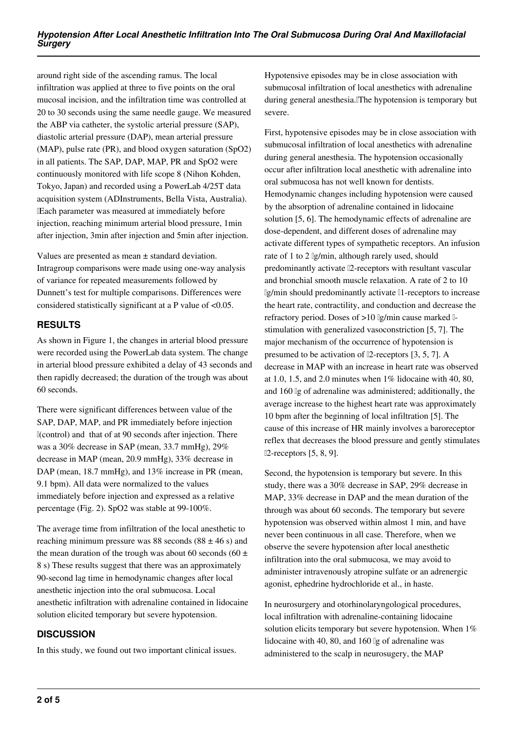around right side of the ascending ramus. The local infiltration was applied at three to five points on the oral mucosal incision, and the infiltration time was controlled at 20 to 30 seconds using the same needle gauge. We measured the ABP via catheter, the systolic arterial pressure (SAP), diastolic arterial pressure (DAP), mean arterial pressure (MAP), pulse rate (PR), and blood oxygen saturation (SpO2) in all patients. The SAP, DAP, MAP, PR and SpO2 were continuously monitored with life scope 8 (Nihon Kohden, Tokyo, Japan) and recorded using a PowerLab 4/25T data acquisition system (ADInstruments, Bella Vista, Australia). Each parameter was measured at immediately before injection, reaching minimum arterial blood pressure, 1min after injection, 3min after injection and 5min after injection.

Values are presented as mean ± standard deviation. Intragroup comparisons were made using one-way analysis of variance for repeated measurements followed by Dunnett's test for multiple comparisons. Differences were considered statistically significant at a P value of <0.05.

## RESULTS

As shown in Figure 1, the changes in arterial blood pressure were recorded using the PowerLab data system. The change in arterial blood pressure exhibited a delay of 43 seconds and then rapidly decreased; the duration of the trough was about 60 seconds.

There were significant differences between value of the SAP, DAP, MAP, and PR immediately before injection (control) and that of at 90 seconds after injection. There was a 30% decrease in SAP (mean, 33.7 mmHg), 29% decrease in MAP (mean, 20.9 mmHg), 33% decrease in DAP (mean, 18.7 mmHg), and 13% increase in PR (mean, 9.1 bpm). All data were normalized to the values immediately before injection and expressed as a relative percentage (Fig. 2). SpO2 was stable at 99-100%.

The average time from infiltration of the local anesthetic to reaching minimum pressure was 88 seconds (88 ± 46 s) and the mean duration of the trough was about 60 seconds (60 ± 8 s) These results suggest that there was an approximately 90-second lag time in hemodynamic changes after local anesthetic injection into the oral submucosa. Local anesthetic infiltration with adrenaline contained in lidocaine solution elicited temporary but severe hypotension.

## DISCUSSION

In this study, we found out two important clinical issues. Hypotensive episodes may be in close association with submucosal infiltration of local anesthetics with adrenaline during general anesthesia. The hypotension is temporary but severe.

First, hypotensive episodes may be in close association with submucosal infiltration of local anesthetics with adrenaline during general anesthesia. The hypotension occasionally occur after infiltration local anesthetic with adrenaline into oral submucosa has not well known for dentists. Hemodynamic changes including hypotension were caused by the absorption of adrenaline contained in lidocaine solution [5, 6]. The hemodynamic effects of adrenaline are dose-dependent, and different doses of adrenaline may activate different types of sympathetic receptors. An infusion rate of 1 to 2 μg/min, although rarely used, should predominantly activate β2-receptors with resultant vascular and bronchial smooth muscle relaxation. A rate of 2 to 10 μg/min should predominantly activate β1-receptors to increase the heart rate, contractility, and conduction and decrease the refractory period. Doses of >10 μg/min cause marked α-stimulation with generalized vasoconstriction [5, 7]. The major mechanism of the occurrence of hypotension is presumed to be activation of β2-receptors [3, 5, 7]. A decrease in MAP with an increase in heart rate was observed at 1.0, 1.5, and 2.0 minutes when 1% lidocaine with 40, 80, and 160 μg of adrenaline was administered; additionally, the average increase to the highest heart rate was approximately 10 bpm after the beginning of local infiltration [5]. The cause of this increase of HR mainly involves a baroreceptor reflex that decreases the blood pressure and gently stimulates β2-receptors [5, 8, 9].

Second, the hypotension is temporary but severe. In this study, there was a 30% decrease in SAP, 29% decrease in MAP, 33% decrease in DAP and the mean duration of the through was about 60 seconds. The temporary but severe hypotension was observed within almost 1 min, and have never been continuous in all case. Therefore, when we observe the severe hypotension after local anesthetic infiltration into the oral submucosa, we may avoid to administer intravenously atropine sulfate or an adrenergic agonist, ephedrine hydrochloride et al., in haste.

In neurosurgery and otorhinolaryngological procedures, local infiltration with adrenaline-containing lidocaine solution elicits temporary but severe hypotension. When 1% lidocaine with 40, 80, and 160 μg of adrenaline was administered to the scalp in neurosugery, the MAP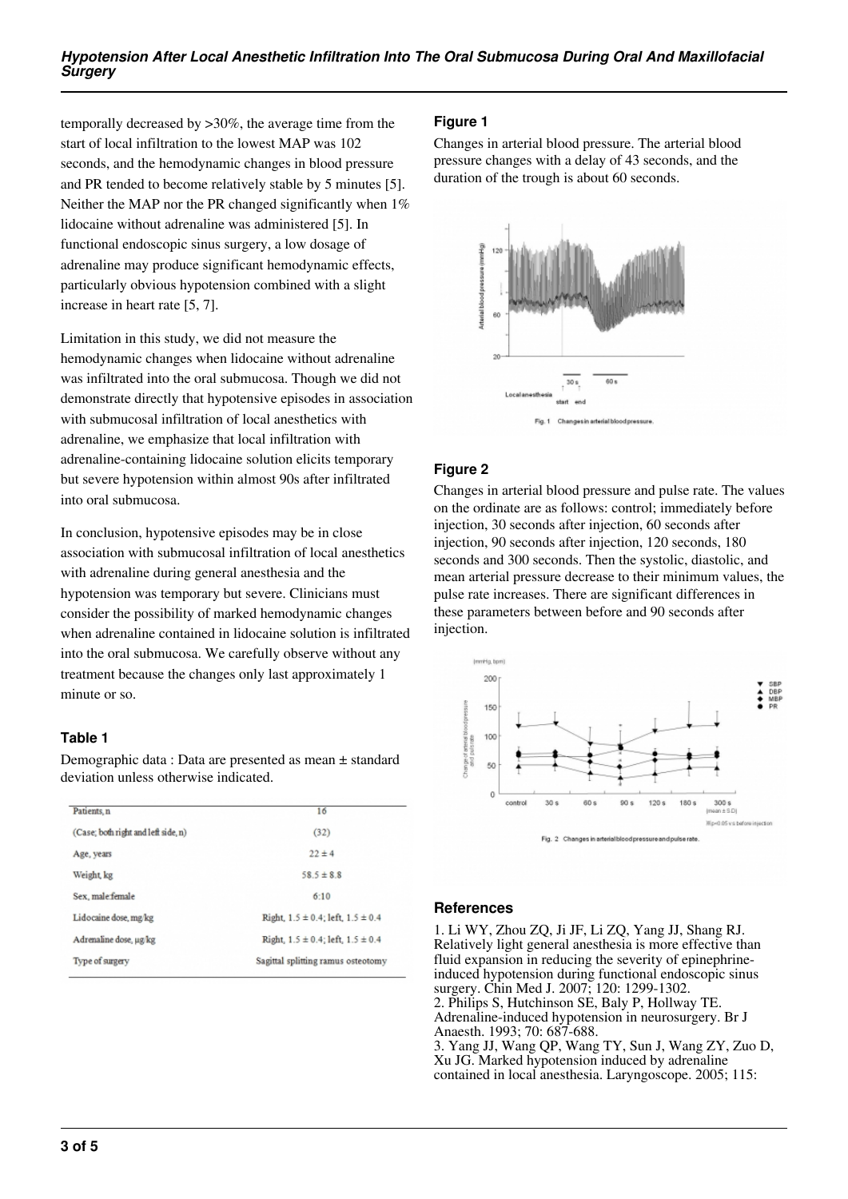temporally decreased by >30%, the average time from the start of local infiltration to the lowest MAP was 102 seconds, and the hemodynamic changes in blood pressure and PR tended to become relatively stable by 5 minutes [5]. Neither the MAP nor the PR changed significantly when 1% lidocaine without adrenaline was administered [5]. In functional endoscopic sinus surgery, a low dosage of adrenaline may produce significant hemodynamic effects, particularly obvious hypotension combined with a slight increase in heart rate [5, 7].

Limitation in this study, we did not measure the hemodynamic changes when lidocaine without adrenaline was infiltrated into the oral submucosa. Though we did not demonstrate directly that hypotensive episodes in association with submucosal infiltration of local anesthetics with adrenaline, we emphasize that local infiltration with adrenaline-containing lidocaine solution elicits temporary but severe hypotension within almost 90s after infiltrated into oral submucosa.

In conclusion, hypotensive episodes may be in close association with submucosal infiltration of local anesthetics with adrenaline during general anesthesia and the hypotension was temporary but severe. Clinicians must consider the possibility of marked hemodynamic changes when adrenaline contained in lidocaine solution is infiltrated into the oral submucosa. We carefully observe without any treatment because the changes only last approximately 1 minute or so.

### Table 1

Demographic data : Data are presented as mean ± standard deviation unless otherwise indicated.

| Patients, n | 16 |
|---|---|
| (Case; both right and left side, n) | (32) |
| Age, years | 22 ± 4 |
| Weight, kg | 58.5 ± 8.8 |
| Sex, male:female | 6:10 |
| Lidocaine dose, mg/kg | Right, 1.5 ± 0.4; left, 1.5 ± 0.4 |
| Adrenaline dose, μg/kg | Right, 1.5 ± 0.4; left, 1.5 ± 0.4 |
| Type of surgery | Sagittal splitting ramus osteotomy |

### Figure 1

Changes in arterial blood pressure. The arterial blood pressure changes with a delay of 43 seconds, and the duration of the trough is about 60 seconds.

### Figure 2

Changes in arterial blood pressure and pulse rate. The values on the ordinate are as follows: control; immediately before injection, 30 seconds after injection, 60 seconds after injection, 90 seconds after injection, 120 seconds, 180 seconds and 300 seconds. Then the systolic, diastolic, and mean arterial pressure decrease to their minimum values, the pulse rate increases. There are significant differences in these parameters between before and 90 seconds after injection.

## References

1. Li WY, Zhou ZQ, Ji JF, Li ZQ, Yang JJ, Shang RJ. Relatively light general anesthesia is more effective than fluid expansion in reducing the severity of epinephrine-induced hypotension during functional endoscopic sinus surgery. Chin Med J. 2007; 120: 1299-1302.
2. Philips S, Hutchinson SE, Baly P, Hollway TE. Adrenaline-induced hypotension in neurosurgery. Br J Anaesth. 1993; 70: 687-688.
3. Yang JJ, Wang QP, Wang TY, Sun J, Wang ZY, Zuo D, Xu JG. Marked hypotension induced by adrenaline contained in local anesthesia. Laryngoscope. 2005; 115: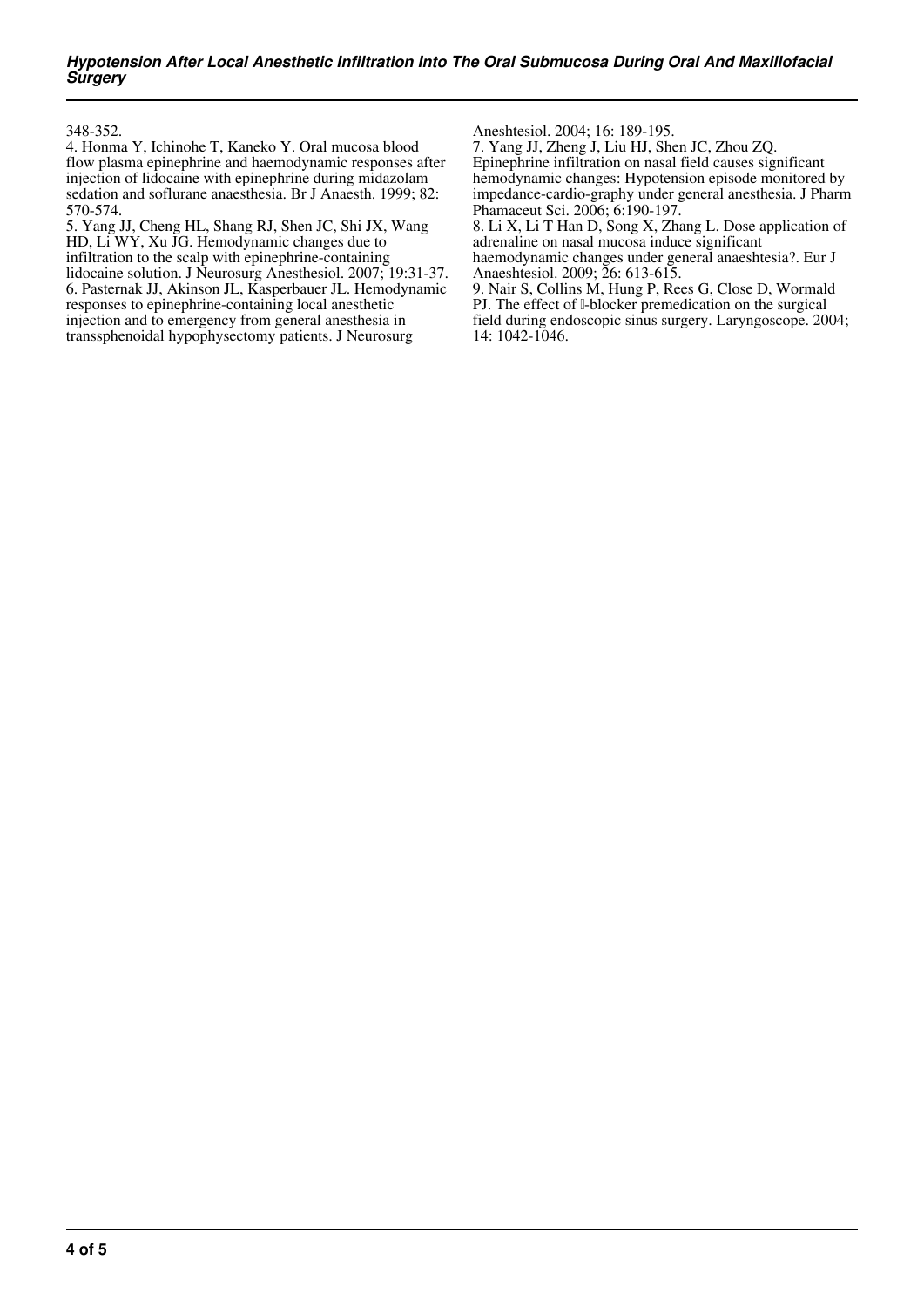348-352.

4. Honma Y, Ichinohe T, Kaneko Y. Oral mucosa blood flow plasma epinephrine and haemodynamic responses after injection of lidocaine with epinephrine during midazolam sedation and soflurane anaesthesia. Br J Anaesth. 1999; 82: 570-574.

5. Yang JJ, Cheng HL, Shang RJ, Shen JC, Shi JX, Wang HD, Li WY, Xu JG. Hemodynamic changes due to infiltration to the scalp with epinephrine-containing lidocaine solution. J Neurosurg Anesthesiol. 2007; 19:31-37.

6. Pasternak JJ, Akinson JL, Kasperbauer JL. Hemodynamic responses to epinephrine-containing local anesthetic injection and to emergency from general anesthesia in transsphenoidal hypophysectomy patients. J Neurosurg Aneshtesiol. 2004; 16: 189-195.

7. Yang JJ, Zheng J, Liu HJ, Shen JC, Zhou ZQ. Epinephrine infiltration on nasal field causes significant hemodynamic changes: Hypotension episode monitored by impedance-cardio-graphy under general anesthesia. J Pharm Phamaceut Sci. 2006; 6:190-197.

8. Li X, Li T Han D, Song X, Zhang L. Dose application of adrenaline on nasal mucosa induce significant haemodynamic changes under general anaeshtesia?. Eur J Anaeshtesiol. 2009; 26: 613-615.

9. Nair S, Collins M, Hung P, Rees G, Close D, Wormald PJ. The effect of -blocker premedication on the surgical field during endoscopic sinus surgery. Laryngoscope. 2004; 14: 1042-1046.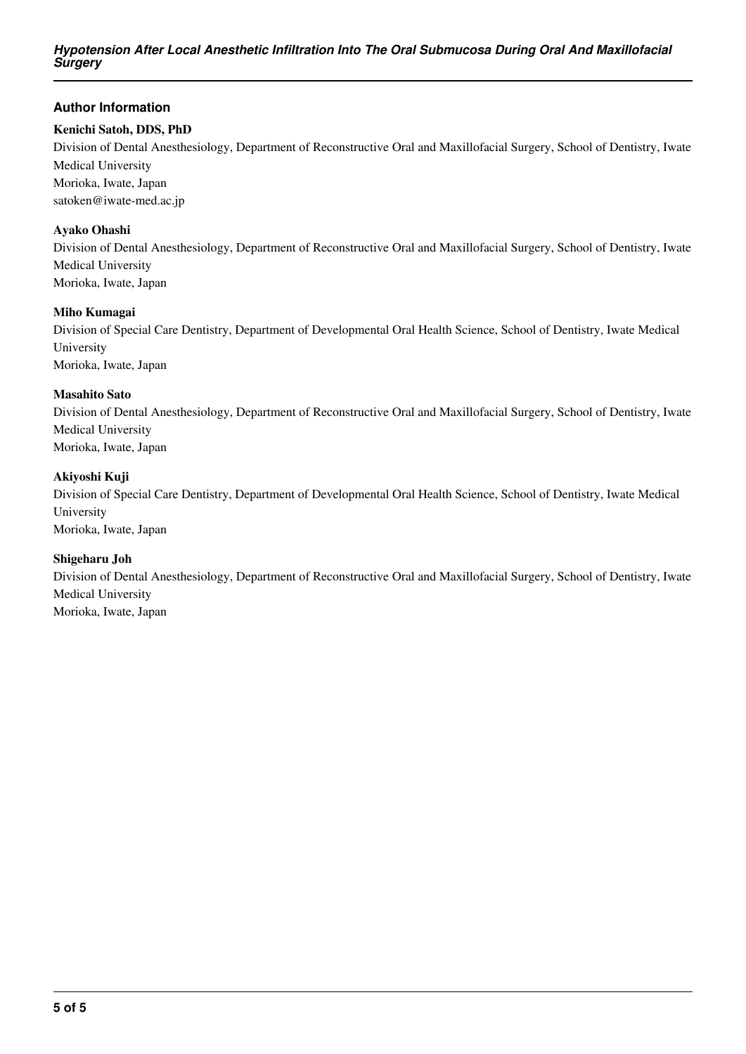### Author Information

**Kenichi Satoh, DDS, PhD**
Division of Dental Anesthesiology, Department of Reconstructive Oral and Maxillofacial Surgery, School of Dentistry, Iwate Medical University
Morioka, Iwate, Japan
satoken@iwate-med.ac.jp

**Ayako Ohashi**
Division of Dental Anesthesiology, Department of Reconstructive Oral and Maxillofacial Surgery, School of Dentistry, Iwate Medical University
Morioka, Iwate, Japan

**Miho Kumagai**
Division of Special Care Dentistry, Department of Developmental Oral Health Science, School of Dentistry, Iwate Medical University
Morioka, Iwate, Japan

**Masahito Sato**
Division of Dental Anesthesiology, Department of Reconstructive Oral and Maxillofacial Surgery, School of Dentistry, Iwate Medical University
Morioka, Iwate, Japan

**Akiyoshi Kuji**
Division of Special Care Dentistry, Department of Developmental Oral Health Science, School of Dentistry, Iwate Medical University
Morioka, Iwate, Japan

**Shigeharu Joh**
Division of Dental Anesthesiology, Department of Reconstructive Oral and Maxillofacial Surgery, School of Dentistry, Iwate Medical University
Morioka, Iwate, Japan